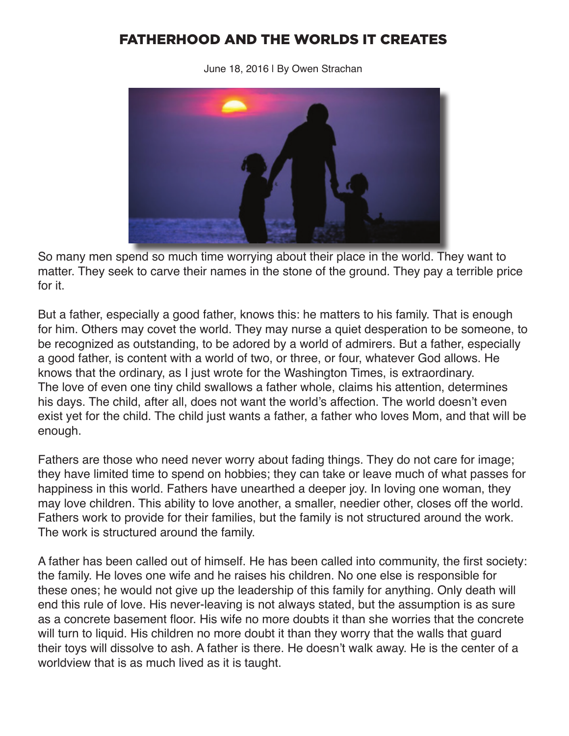# FATHERHOOD AND THE WORLDS IT CREATES

June 18, 2016 | By Owen Strachan

So many men spend so much time worrying about their place in the world. They want to matter. They seek to carve their names in the stone of the ground. They pay a terrible price for it.

But a father, especially a good father, knows this: he matters to his family. That is enough for him. Others may covet the world. They may nurse a quiet desperation to be someone, to be recognized as outstanding, to be adored by a world of admirers. But a father, especially a good father, is content with a world of two, or three, or four, whatever God allows. He knows that the ordinary, as I just wrote for the Washington Times, is extraordinary. The love of even one tiny child swallows a father whole, claims his attention, determines his days. The child, after all, does not want the world's affection. The world doesn't even exist yet for the child. The child just wants a father, a father who loves Mom, and that will be enough.

Fathers are those who need never worry about fading things. They do not care for image; they have limited time to spend on hobbies; they can take or leave much of what passes for happiness in this world. Fathers have unearthed a deeper joy. In loving one woman, they may love children. This ability to love another, a smaller, needier other, closes off the world. Fathers work to provide for their families, but the family is not structured around the work. The work is structured around the family.

A father has been called out of himself. He has been called into community, the first society: the family. He loves one wife and he raises his children. No one else is responsible for these ones; he would not give up the leadership of this family for anything. Only death will end this rule of love. His never-leaving is not always stated, but the assumption is as sure as a concrete basement floor. His wife no more doubts it than she worries that the concrete will turn to liquid. His children no more doubt it than they worry that the walls that guard their toys will dissolve to ash. A father is there. He doesn't walk away. He is the center of a worldview that is as much lived as it is taught.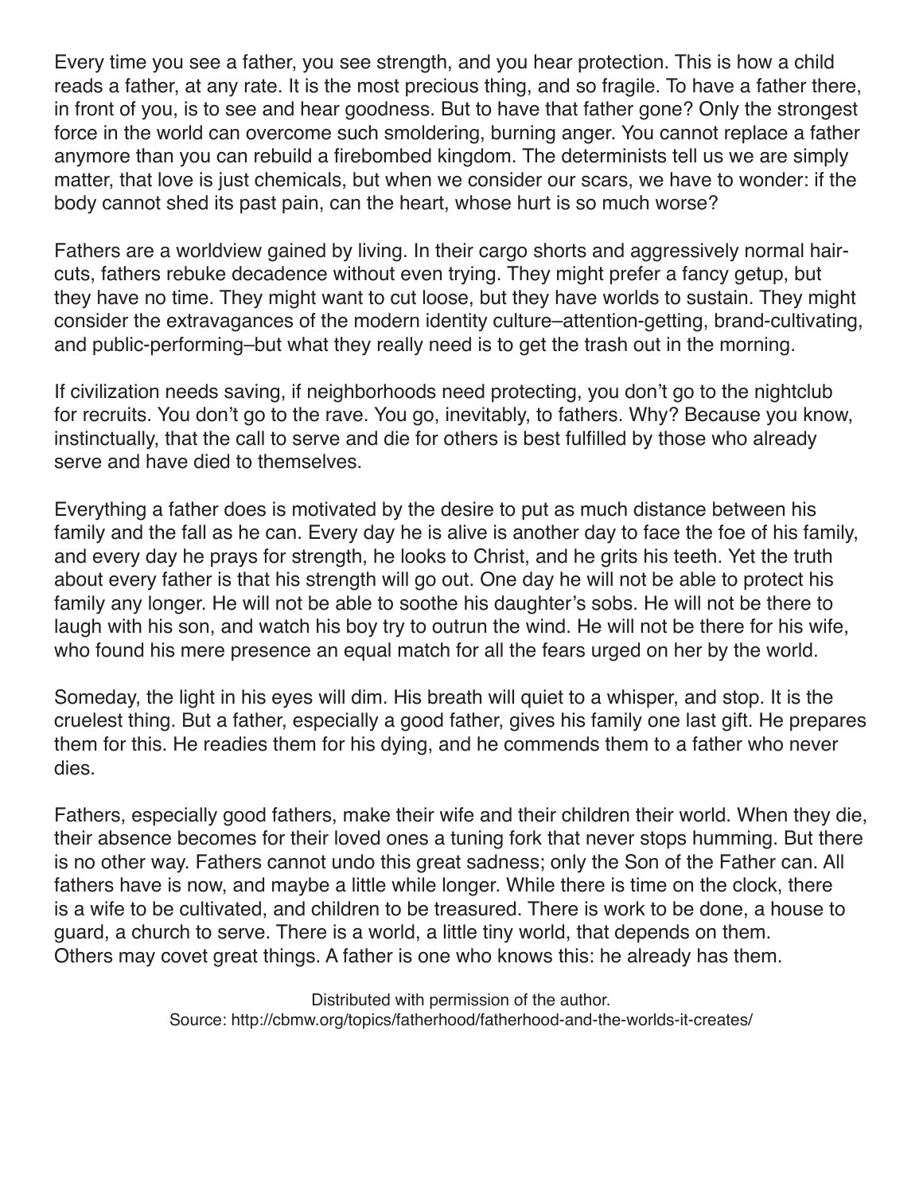Every time you see a father, you see strength, and you hear protection. This is how a child reads a father, at any rate. It is the most precious thing, and so fragile. To have a father there, in front of you, is to see and hear goodness. But to have that father gone? Only the strongest force in the world can overcome such smoldering, burning anger. You cannot replace a father anymore than you can rebuild a firebombed kingdom. The determinists tell us we are simply matter, that love is just chemicals, but when we consider our scars, we have to wonder: if the body cannot shed its past pain, can the heart, whose hurt is so much worse?

Fathers are a worldview gained by living. In their cargo shorts and aggressively normal haircuts, fathers rebuke decadence without even trying. They might prefer a fancy getup, but they have no time. They might want to cut loose, but they have worlds to sustain. They might consider the extravagances of the modern identity culture–attention-getting, brand-cultivating, and public-performing–but what they really need is to get the trash out in the morning.

If civilization needs saving, if neighborhoods need protecting, you don't go to the nightclub for recruits. You don't go to the rave. You go, inevitably, to fathers. Why? Because you know, instinctually, that the call to serve and die for others is best fulfilled by those who already serve and have died to themselves.

Everything a father does is motivated by the desire to put as much distance between his family and the fall as he can. Every day he is alive is another day to face the foe of his family, and every day he prays for strength, he looks to Christ, and he grits his teeth. Yet the truth about every father is that his strength will go out. One day he will not be able to protect his family any longer. He will not be able to soothe his daughter's sobs. He will not be there to laugh with his son, and watch his boy try to outrun the wind. He will not be there for his wife, who found his mere presence an equal match for all the fears urged on her by the world.

Someday, the light in his eyes will dim. His breath will quiet to a whisper, and stop. It is the cruelest thing. But a father, especially a good father, gives his family one last gift. He prepares them for this. He readies them for his dying, and he commends them to a father who never dies.

Fathers, especially good fathers, make their wife and their children their world. When they die, their absence becomes for their loved ones a tuning fork that never stops humming. But there is no other way. Fathers cannot undo this great sadness; only the Son of the Father can. All fathers have is now, and maybe a little while longer. While there is time on the clock, there is a wife to be cultivated, and children to be treasured. There is work to be done, a house to guard, a church to serve. There is a world, a little tiny world, that depends on them. Others may covet great things. A father is one who knows this: he already has them.

Distributed with permission of the author.
Source: http://cbmw.org/topics/fatherhood/fatherhood-and-the-worlds-it-creates/